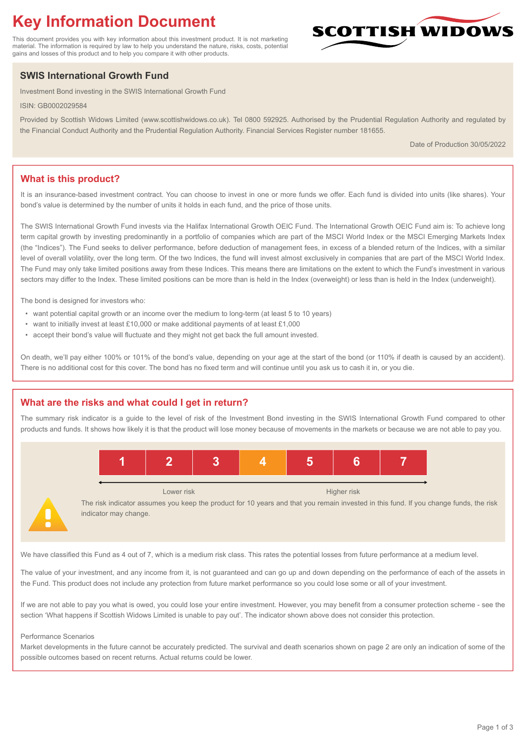# Key Information Document

This document provides you with key information about this investment product. It is not marketing material. The information is required by law to help you understand the nature, risks, costs, potential gains and losses of this product and to help you compare it with other products.

SCOTTISH WIDOWS

## SWIS International Growth Fund

Investment Bond investing in the SWIS International Growth Fund

ISIN: GB0002029584

Provided by Scottish Widows Limited (www.scottishwidows.co.uk). Tel 0800 592925. Authorised by the Prudential Regulation Authority and regulated by the Financial Conduct Authority and the Prudential Regulation Authority. Financial Services Register number 181655.

Date of Production 30/05/2022

## What is this product?

It is an insurance-based investment contract. You can choose to invest in one or more funds we offer. Each fund is divided into units (like shares). Your bond's value is determined by the number of units it holds in each fund, and the price of those units.

The SWIS International Growth Fund invests via the Halifax International Growth OEIC Fund. The International Growth OEIC Fund aim is: To achieve long term capital growth by investing predominantly in a portfolio of companies which are part of the MSCI World Index or the MSCI Emerging Markets Index (the "Indices"). The Fund seeks to deliver performance, before deduction of management fees, in excess of a blended return of the Indices, with a similar level of overall volatility, over the long term. Of the two Indices, the fund will invest almost exclusively in companies that are part of the MSCI World Index. The Fund may only take limited positions away from these Indices. This means there are limitations on the extent to which the Fund's investment in various sectors may differ to the Index. These limited positions can be more than is held in the Index (overweight) or less than is held in the Index (underweight).

The bond is designed for investors who:

- want potential capital growth or an income over the medium to long-term (at least 5 to 10 years)
- want to initially invest at least £10,000 or make additional payments of at least £1,000
- accept their bond's value will fluctuate and they might not get back the full amount invested.

On death, we'll pay either 100% or 101% of the bond's value, depending on your age at the start of the bond (or 110% if death is caused by an accident). There is no additional cost for this cover. The bond has no fixed term and will continue until you ask us to cash it in, or you die.

## What are the risks and what could I get in return?

The summary risk indicator is a guide to the level of risk of the Investment Bond investing in the SWIS International Growth Fund compared to other products and funds. It shows how likely it is that the product will lose money because of movements in the markets or because we are not able to pay you.

| 1 | 2 | 3 | **4** | 5 | 6 | 7 |
|---|---|---|---|---|---|---|

Lower risk ← → Higher risk

The risk indicator assumes you keep the product for 10 years and that you remain invested in this fund. If you change funds, the risk indicator may change.

We have classified this Fund as 4 out of 7, which is a medium risk class. This rates the potential losses from future performance at a medium level.

The value of your investment, and any income from it, is not guaranteed and can go up and down depending on the performance of each of the assets in the Fund. This product does not include any protection from future market performance so you could lose some or all of your investment.

If we are not able to pay you what is owed, you could lose your entire investment. However, you may benefit from a consumer protection scheme - see the section 'What happens if Scottish Widows Limited is unable to pay out'. The indicator shown above does not consider this protection.

Performance Scenarios

Market developments in the future cannot be accurately predicted. The survival and death scenarios shown on page 2 are only an indication of some of the possible outcomes based on recent returns. Actual returns could be lower.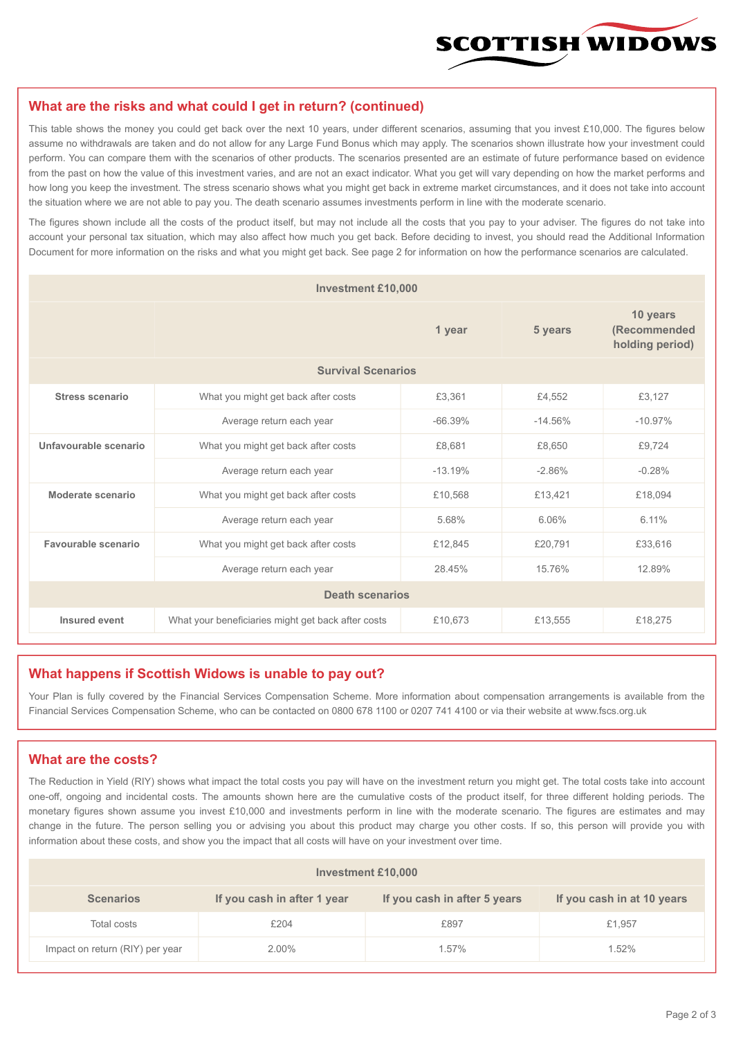## What are the risks and what could I get in return? (continued)

This table shows the money you could get back over the next 10 years, under different scenarios, assuming that you invest £10,000. The figures below assume no withdrawals are taken and do not allow for any Large Fund Bonus which may apply. The scenarios shown illustrate how your investment could perform. You can compare them with the scenarios of other products. The scenarios presented are an estimate of future performance based on evidence from the past on how the value of this investment varies, and are not an exact indicator. What you get will vary depending on how the market performs and how long you keep the investment. The stress scenario shows what you might get back in extreme market circumstances, and it does not take into account the situation where we are not able to pay you. The death scenario assumes investments perform in line with the moderate scenario.

The figures shown include all the costs of the product itself, but may not include all the costs that you pay to your adviser. The figures do not take into account your personal tax situation, which may also affect how much you get back. Before deciding to invest, you should read the Additional Information Document for more information on the risks and what you might get back. See page 2 for information on how the performance scenarios are calculated.

| Investment £10,000 | | | | |
|---|---|---|---|---|
| | | 1 year | 5 years | 10 years (Recommended holding period) |
| **Survival Scenarios** | | | | |
| **Stress scenario** | What you might get back after costs | £3,361 | £4,552 | £3,127 |
| | Average return each year | -66.39% | -14.56% | -10.97% |
| **Unfavourable scenario** | What you might get back after costs | £8,681 | £8,650 | £9,724 |
| | Average return each year | -13.19% | -2.86% | -0.28% |
| **Moderate scenario** | What you might get back after costs | £10,568 | £13,421 | £18,094 |
| | Average return each year | 5.68% | 6.06% | 6.11% |
| **Favourable scenario** | What you might get back after costs | £12,845 | £20,791 | £33,616 |
| | Average return each year | 28.45% | 15.76% | 12.89% |
| **Death scenarios** | | | | |
| **Insured event** | What your beneficiaries might get back after costs | £10,673 | £13,555 | £18,275 |

## What happens if Scottish Widows is unable to pay out?

Your Plan is fully covered by the Financial Services Compensation Scheme. More information about compensation arrangements is available from the Financial Services Compensation Scheme, who can be contacted on 0800 678 1100 or 0207 741 4100 or via their website at www.fscs.org.uk

## What are the costs?

The Reduction in Yield (RIY) shows what impact the total costs you pay will have on the investment return you might get. The total costs take into account one-off, ongoing and incidental costs. The amounts shown here are the cumulative costs of the product itself, for three different holding periods. The monetary figures shown assume you invest £10,000 and investments perform in line with the moderate scenario. The figures are estimates and may change in the future. The person selling you or advising you about this product may charge you other costs. If so, this person will provide you with information about these costs, and show you the impact that all costs will have on your investment over time.

| Investment £10,000 | | | |
|---|---|---|---|
| **Scenarios** | **If you cash in after 1 year** | **If you cash in after 5 years** | **If you cash in at 10 years** |
| Total costs | £204 | £897 | £1,957 |
| Impact on return (RIY) per year | 2.00% | 1.57% | 1.52% |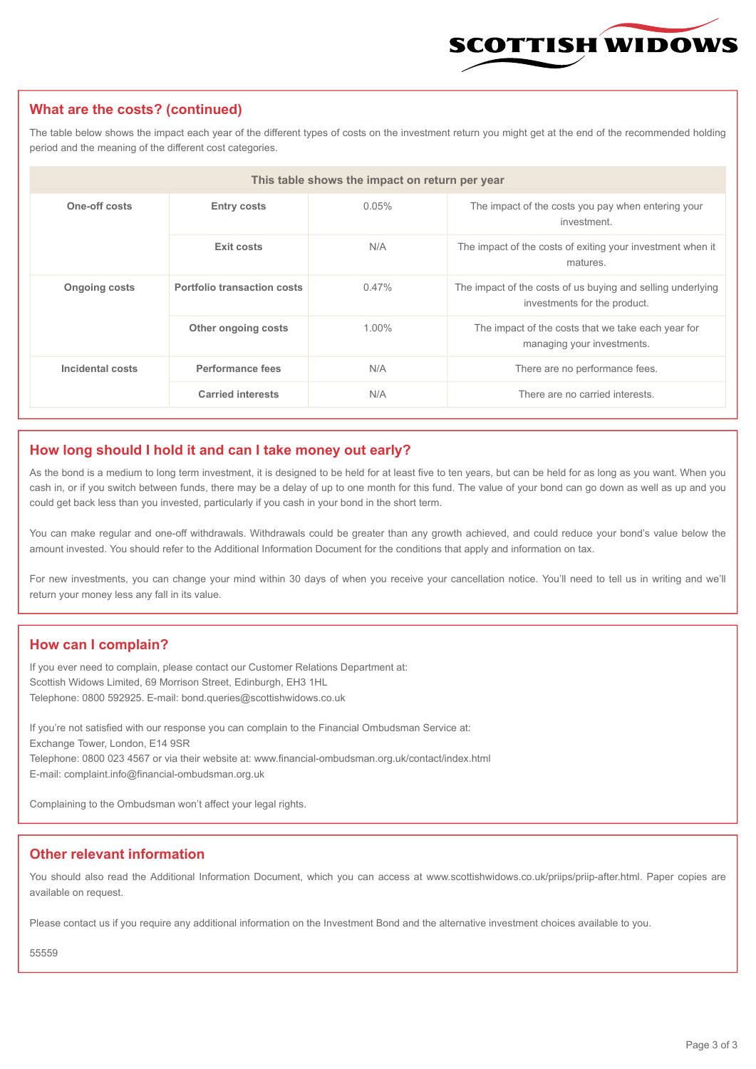## What are the costs? (continued)

The table below shows the impact each year of the different types of costs on the investment return you might get at the end of the recommended holding period and the meaning of the different cost categories.

| This table shows the impact on return per year | | | |
|---|---|---|---|
| **One-off costs** | **Entry costs** | 0.05% | The impact of the costs you pay when entering your investment. |
| | **Exit costs** | N/A | The impact of the costs of exiting your investment when it matures. |
| **Ongoing costs** | **Portfolio transaction costs** | 0.47% | The impact of the costs of us buying and selling underlying investments for the product. |
| | **Other ongoing costs** | 1.00% | The impact of the costs that we take each year for managing your investments. |
| **Incidental costs** | **Performance fees** | N/A | There are no performance fees. |
| | **Carried interests** | N/A | There are no carried interests. |

## How long should I hold it and can I take money out early?

As the bond is a medium to long term investment, it is designed to be held for at least five to ten years, but can be held for as long as you want. When you cash in, or if you switch between funds, there may be a delay of up to one month for this fund. The value of your bond can go down as well as up and you could get back less than you invested, particularly if you cash in your bond in the short term.

You can make regular and one-off withdrawals. Withdrawals could be greater than any growth achieved, and could reduce your bond's value below the amount invested. You should refer to the Additional Information Document for the conditions that apply and information on tax.

For new investments, you can change your mind within 30 days of when you receive your cancellation notice. You'll need to tell us in writing and we'll return your money less any fall in its value.

## How can I complain?

If you ever need to complain, please contact our Customer Relations Department at:
Scottish Widows Limited, 69 Morrison Street, Edinburgh, EH3 1HL
Telephone: 0800 592925. E-mail: bond.queries@scottishwidows.co.uk

If you're not satisfied with our response you can complain to the Financial Ombudsman Service at:
Exchange Tower, London, E14 9SR
Telephone: 0800 023 4567 or via their website at: www.financial-ombudsman.org.uk/contact/index.html
E-mail: complaint.info@financial-ombudsman.org.uk

Complaining to the Ombudsman won't affect your legal rights.

## Other relevant information

You should also read the Additional Information Document, which you can access at www.scottishwidows.co.uk/priips/priip-after.html. Paper copies are available on request.

Please contact us if you require any additional information on the Investment Bond and the alternative investment choices available to you.

55559